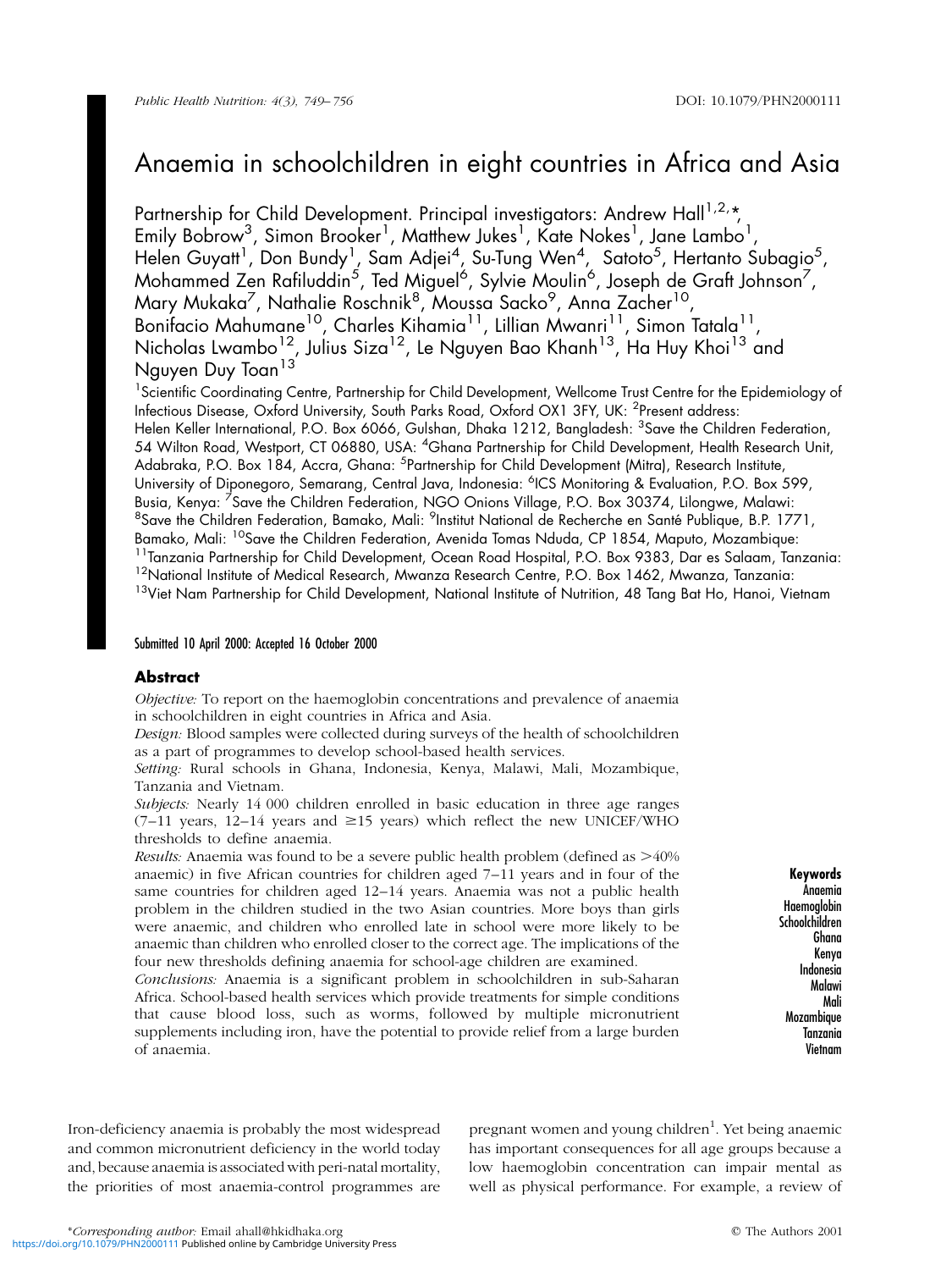# Anaemia in schoolchildren in eight countries in Africa and Asia

Partnership for Child Development. Principal investigators: Andrew Hall[1,2,*], Emily Bobrow[3], Simon Brooker[1], Matthew Jukes[1], Kate Nokes[1], Jane Lambo[1], Helen Guyatt[1], Don Bundy[1], Sam Adjei[4], Su-Tung Wen[4], Satoto[5], Hertanto Subagio[5], Mohammed Zen Rafiluddin[5], Ted Miguel[6], Sylvie Moulin[6], Joseph de Graft Johnson[7], Mary Mukaka[7], Nathalie Roschnik[8], Moussa Sacko[9], Anna Zacher[10], Bonifacio Mahumane[10], Charles Kihamia[11], Lillian Mwanri[11], Simon Tatala[11], Nicholas Lwambo[12], Julius Siza[12], Le Nguyen Bao Khanh[13], Ha Huy Khoi[13] and Nguyen Duy Toan[13]

[1]Scientific Coordinating Centre, Partnership for Child Development, Wellcome Trust Centre for the Epidemiology of Infectious Disease, Oxford University, South Parks Road, Oxford OX1 3FY, UK: [2]Present address: Helen Keller International, P.O. Box 6066, Gulshan, Dhaka 1212, Bangladesh: [3]Save the Children Federation, 54 Wilton Road, Westport, CT 06880, USA: [4]Ghana Partnership for Child Development, Health Research Unit, Adabraka, P.O. Box 184, Accra, Ghana: [5]Partnership for Child Development (Mitra), Research Institute, University of Diponegoro, Semarang, Central Java, Indonesia: [6]ICS Monitoring & Evaluation, P.O. Box 599, Busia, Kenya: [7]Save the Children Federation, NGO Onions Village, P.O. Box 30374, Lilongwe, Malawi: [8]Save the Children Federation, Bamako, Mali: [9]Institut National de Recherche en Santé Publique, B.P. 1771, Bamako, Mali: [10]Save the Children Federation, Avenida Tomas Nduda, CP 1854, Maputo, Mozambique: [11]Tanzania Partnership for Child Development, Ocean Road Hospital, P.O. Box 9383, Dar es Salaam, Tanzania: [12]National Institute of Medical Research, Mwanza Research Centre, P.O. Box 1462, Mwanza, Tanzania: [13]Viet Nam Partnership for Child Development, National Institute of Nutrition, 48 Tang Bat Ho, Hanoi, Vietnam

Submitted 10 April 2000: Accepted 16 October 2000

## Abstract

*Objective:* To report on the haemoglobin concentrations and prevalence of anaemia in schoolchildren in eight countries in Africa and Asia.

*Design:* Blood samples were collected during surveys of the health of schoolchildren as a part of programmes to develop school-based health services.

*Setting:* Rural schools in Ghana, Indonesia, Kenya, Malawi, Mali, Mozambique, Tanzania and Vietnam.

*Subjects:* Nearly 14 000 children enrolled in basic education in three age ranges (7–11 years, 12–14 years and ≥15 years) which reflect the new UNICEF/WHO thresholds to define anaemia.

*Results:* Anaemia was found to be a severe public health problem (defined as >40% anaemic) in five African countries for children aged 7–11 years and in four of the same countries for children aged 12–14 years. Anaemia was not a public health problem in the children studied in the two Asian countries. More boys than girls were anaemic, and children who enrolled late in school were more likely to be anaemic than children who enrolled closer to the correct age. The implications of the four new thresholds defining anaemia for school-age children are examined.

*Conclusions:* Anaemia is a significant problem in schoolchildren in sub-Saharan Africa. School-based health services which provide treatments for simple conditions that cause blood loss, such as worms, followed by multiple micronutrient supplements including iron, have the potential to provide relief from a large burden of anaemia.

**Keywords**
Anaemia
Haemoglobin
Schoolchildren
Ghana
Kenya
Indonesia
Malawi
Mali
Mozambique
Tanzania
Vietnam

Iron-deficiency anaemia is probably the most widespread and common micronutrient deficiency in the world today and, because anaemia is associated with peri-natal mortality, the priorities of most anaemia-control programmes are pregnant women and young children[1]. Yet being anaemic has important consequences for all age groups because a low haemoglobin concentration can impair mental as well as physical performance. For example, a review of

*Corresponding author: Email ahall@hkidhaka.org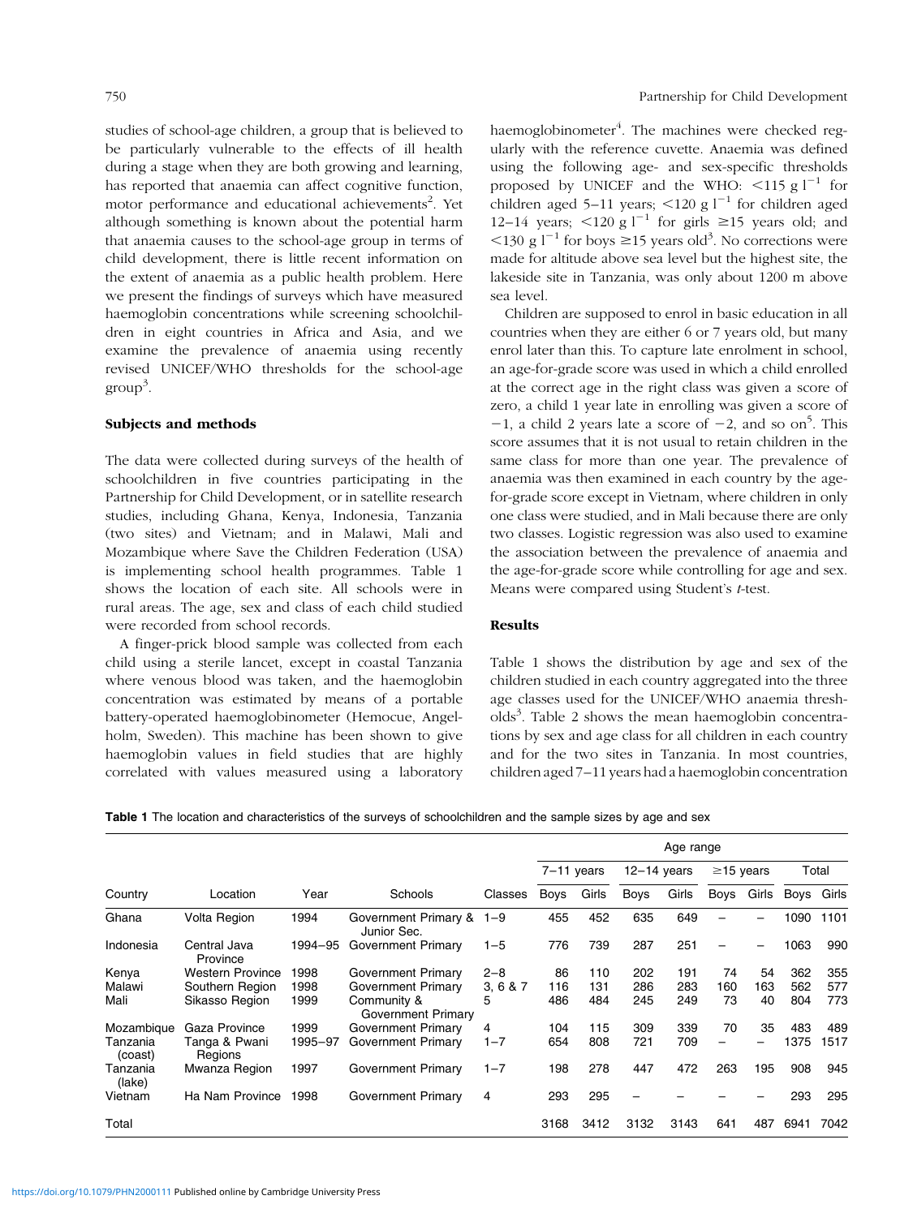studies of school-age children, a group that is believed to be particularly vulnerable to the effects of ill health during a stage when they are both growing and learning, has reported that anaemia can affect cognitive function, motor performance and educational achievements[2]. Yet although something is known about the potential harm that anaemia causes to the school-age group in terms of child development, there is little recent information on the extent of anaemia as a public health problem. Here we present the findings of surveys which have measured haemoglobin concentrations while screening schoolchildren in eight countries in Africa and Asia, and we examine the prevalence of anaemia using recently revised UNICEF/WHO thresholds for the school-age group[3].

## Subjects and methods

The data were collected during surveys of the health of schoolchildren in five countries participating in the Partnership for Child Development, or in satellite research studies, including Ghana, Kenya, Indonesia, Tanzania (two sites) and Vietnam; and in Malawi, Mali and Mozambique where Save the Children Federation (USA) is implementing school health programmes. Table 1 shows the location of each site. All schools were in rural areas. The age, sex and class of each child studied were recorded from school records.

A finger-prick blood sample was collected from each child using a sterile lancet, except in coastal Tanzania where venous blood was taken, and the haemoglobin concentration was estimated by means of a portable battery-operated haemoglobinometer (Hemocue, Angelholm, Sweden). This machine has been shown to give haemoglobin values in field studies that are highly correlated with values measured using a laboratory haemoglobinometer[4]. The machines were checked regularly with the reference cuvette. Anaemia was defined using the following age- and sex-specific thresholds proposed by UNICEF and the WHO: $<115\ \mathrm{g\ l^{-1}}$ for children aged 5–11 years; $<120\ \mathrm{g\ l^{-1}}$ for children aged 12–14 years; $<120\ \mathrm{g\ l^{-1}}$ for girls $\geq 15$ years old; and $<130\ \mathrm{g\ l^{-1}}$ for boys $\geq 15$ years old[3]. No corrections were made for altitude above sea level but the highest site, the lakeside site in Tanzania, was only about 1200 m above sea level.

Children are supposed to enrol in basic education in all countries when they are either 6 or 7 years old, but many enrol later than this. To capture late enrolment in school, an age-for-grade score was used in which a child enrolled at the correct age in the right class was given a score of zero, a child 1 year late in enrolling was given a score of −1, a child 2 years late a score of −2, and so on[5]. This score assumes that it is not usual to retain children in the same class for more than one year. The prevalence of anaemia was then examined in each country by the age-for-grade score except in Vietnam, where children in only one class were studied, and in Mali because there are only two classes. Logistic regression was also used to examine the association between the prevalence of anaemia and the age-for-grade score while controlling for age and sex. Means were compared using Student's *t*-test.

## Results

Table 1 shows the distribution by age and sex of the children studied in each country aggregated into the three age classes used for the UNICEF/WHO anaemia thresholds[3]. Table 2 shows the mean haemoglobin concentrations by sex and age class for all children in each country and for the two sites in Tanzania. In most countries, children aged 7–11 years had a haemoglobin concentration

**Table 1** The location and characteristics of the surveys of schoolchildren and the sample sizes by age and sex

| Country | Location | Year | Schools | Classes | Age range 7–11 years Boys | Girls | 12–14 years Boys | Girls | ≥15 years Boys | Girls | Total Boys | Girls |
|---|---|---|---|---|---|---|---|---|---|---|---|---|
| Ghana | Volta Region | 1994 | Government Primary & Junior Sec. | 1–9 | 455 | 452 | 635 | 649 | – | – | 1090 | 1101 |
| Indonesia | Central Java Province | 1994–95 | Government Primary | 1–5 | 776 | 739 | 287 | 251 | – | – | 1063 | 990 |
| Kenya | Western Province | 1998 | Government Primary | 2–8 | 86 | 110 | 202 | 191 | 74 | 54 | 362 | 355 |
| Malawi | Southern Region | 1998 | Government Primary | 3, 6 & 7 | 116 | 131 | 286 | 283 | 160 | 163 | 562 | 577 |
| Mali | Sikasso Region | 1999 | Community & Government Primary | 5 | 486 | 484 | 245 | 249 | 73 | 40 | 804 | 773 |
| Mozambique | Gaza Province | 1999 | Government Primary | 4 | 104 | 115 | 309 | 339 | 70 | 35 | 483 | 489 |
| Tanzania (coast) | Tanga & Pwani Regions | 1995–97 | Government Primary | 1–7 | 654 | 808 | 721 | 709 | – | – | 1375 | 1517 |
| Tanzania (lake) | Mwanza Region | 1997 | Government Primary | 1–7 | 198 | 278 | 447 | 472 | 263 | 195 | 908 | 945 |
| Vietnam | Ha Nam Province | 1998 | Government Primary | 4 | 293 | 295 | – | – | – | – | 293 | 295 |
| Total | | | | | 3168 | 3412 | 3132 | 3143 | 641 | 487 | 6941 | 7042 |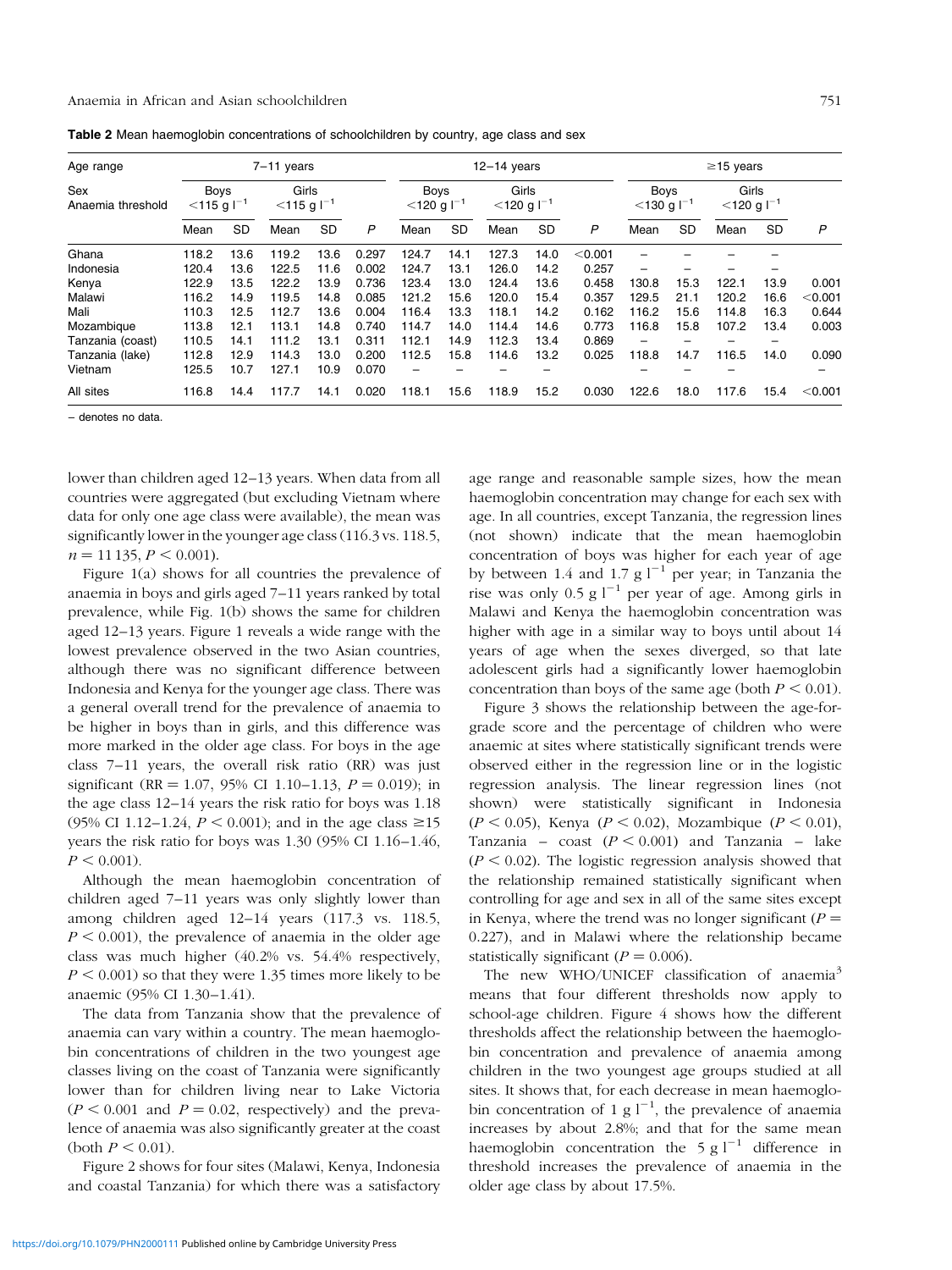**Table 2** Mean haemoglobin concentrations of schoolchildren by country, age class and sex

| Age range | 7–11 years | | | | | 12–14 years | | | | | ≥15 years | | | | |
|---|---|---|---|---|---|---|---|---|---|---|---|---|---|---|---|
| Sex | Boys | | Girls | | | Boys | | Girls | | | Boys | | Girls | | |
| Anaemia threshold | $<115$ g l$^{-1}$ | | $<115$ g l$^{-1}$ | | | $<120$ g l$^{-1}$ | | $<120$ g l$^{-1}$ | | | $<130$ g l$^{-1}$ | | $<120$ g l$^{-1}$ | | |
| | Mean | SD | Mean | SD | P | Mean | SD | Mean | SD | P | Mean | SD | Mean | SD | P |
| Ghana | 118.2 | 13.6 | 119.2 | 13.6 | 0.297 | 124.7 | 14.1 | 127.3 | 14.0 | <0.001 | – | – | – | – | |
| Indonesia | 120.4 | 13.6 | 122.5 | 11.6 | 0.002 | 124.7 | 13.1 | 126.0 | 14.2 | 0.257 | – | – | – | – | |
| Kenya | 122.9 | 13.5 | 122.2 | 13.9 | 0.736 | 123.4 | 13.0 | 124.4 | 13.6 | 0.458 | 130.8 | 15.3 | 122.1 | 13.9 | 0.001 |
| Malawi | 116.2 | 14.9 | 119.5 | 14.8 | 0.085 | 121.2 | 15.6 | 120.0 | 15.4 | 0.357 | 129.5 | 21.1 | 120.2 | 16.6 | <0.001 |
| Mali | 110.3 | 12.5 | 112.7 | 13.6 | 0.004 | 116.4 | 13.3 | 118.1 | 14.2 | 0.162 | 116.2 | 15.6 | 114.8 | 16.3 | 0.644 |
| Mozambique | 113.8 | 12.1 | 113.1 | 14.8 | 0.740 | 114.7 | 14.0 | 114.4 | 14.6 | 0.773 | 116.8 | 15.8 | 107.2 | 13.4 | 0.003 |
| Tanzania (coast) | 110.5 | 14.1 | 111.2 | 13.1 | 0.311 | 112.1 | 14.9 | 112.3 | 13.4 | 0.869 | – | – | – | – | |
| Tanzania (lake) | 112.8 | 12.9 | 114.3 | 13.0 | 0.200 | 112.5 | 15.8 | 114.6 | 13.2 | 0.025 | 118.8 | 14.7 | 116.5 | 14.0 | 0.090 |
| Vietnam | 125.5 | 10.7 | 127.1 | 10.9 | 0.070 | – | – | – | – | | – | – | – | | – |
| All sites | 116.8 | 14.4 | 117.7 | 14.1 | 0.020 | 118.1 | 15.6 | 118.9 | 15.2 | 0.030 | 122.6 | 18.0 | 117.6 | 15.4 | <0.001 |

– denotes no data.

lower than children aged 12–13 years. When data from all countries were aggregated (but excluding Vietnam where data for only one age class were available), the mean was significantly lower in the younger age class (116.3 vs. 118.5, $n = 11\,135$, $P < 0.001$).

Figure 1(a) shows for all countries the prevalence of anaemia in boys and girls aged 7–11 years ranked by total prevalence, while Fig. 1(b) shows the same for children aged 12–13 years. Figure 1 reveals a wide range with the lowest prevalence observed in the two Asian countries, although there was no significant difference between Indonesia and Kenya for the younger age class. There was a general overall trend for the prevalence of anaemia to be higher in boys than in girls, and this difference was more marked in the older age class. For boys in the age class 7–11 years, the overall risk ratio (RR) was just significant (RR = 1.07, 95% CI 1.10–1.13, $P = 0.019$); in the age class 12–14 years the risk ratio for boys was 1.18 (95% CI 1.12–1.24, $P < 0.001$); and in the age class ≥15 years the risk ratio for boys was 1.30 (95% CI 1.16–1.46, $P < 0.001$).

Although the mean haemoglobin concentration of children aged 7–11 years was only slightly lower than among children aged 12–14 years (117.3 vs. 118.5, $P < 0.001$), the prevalence of anaemia in the older age class was much higher (40.2% vs. 54.4% respectively, $P < 0.001$) so that they were 1.35 times more likely to be anaemic (95% CI 1.30–1.41).

The data from Tanzania show that the prevalence of anaemia can vary within a country. The mean haemoglobin concentrations of children in the two youngest age classes living on the coast of Tanzania were significantly lower than for children living near to Lake Victoria ($P < 0.001$ and $P = 0.02$, respectively) and the prevalence of anaemia was also significantly greater at the coast (both $P < 0.01$).

Figure 2 shows for four sites (Malawi, Kenya, Indonesia and coastal Tanzania) for which there was a satisfactory age range and reasonable sample sizes, how the mean haemoglobin concentration may change for each sex with age. In all countries, except Tanzania, the regression lines (not shown) indicate that the mean haemoglobin concentration of boys was higher for each year of age by between 1.4 and 1.7 g l$^{-1}$ per year; in Tanzania the rise was only 0.5 g l$^{-1}$ per year of age. Among girls in Malawi and Kenya the haemoglobin concentration was higher with age in a similar way to boys until about 14 years of age when the sexes diverged, so that late adolescent girls had a significantly lower haemoglobin concentration than boys of the same age (both $P < 0.01$).

Figure 3 shows the relationship between the age-for-grade score and the percentage of children who were anaemic at sites where statistically significant trends were observed either in the regression line or in the logistic regression analysis. The linear regression lines (not shown) were statistically significant in Indonesia ($P < 0.05$), Kenya ($P < 0.02$), Mozambique ($P < 0.01$), Tanzania – coast ($P < 0.001$) and Tanzania – lake ($P < 0.02$). The logistic regression analysis showed that the relationship remained statistically significant when controlling for age and sex in all of the same sites except in Kenya, where the trend was no longer significant ($P = 0.227$), and in Malawi where the relationship became statistically significant ($P = 0.006$).

The new WHO/UNICEF classification of anaemia[3] means that four different thresholds now apply to school-age children. Figure 4 shows how the different thresholds affect the relationship between the haemoglobin concentration and prevalence of anaemia among children in the two youngest age groups studied at all sites. It shows that, for each decrease in mean haemoglobin concentration of 1 g l$^{-1}$, the prevalence of anaemia increases by about 2.8%; and that for the same mean haemoglobin concentration the 5 g l$^{-1}$ difference in threshold increases the prevalence of anaemia in the older age class by about 17.5%.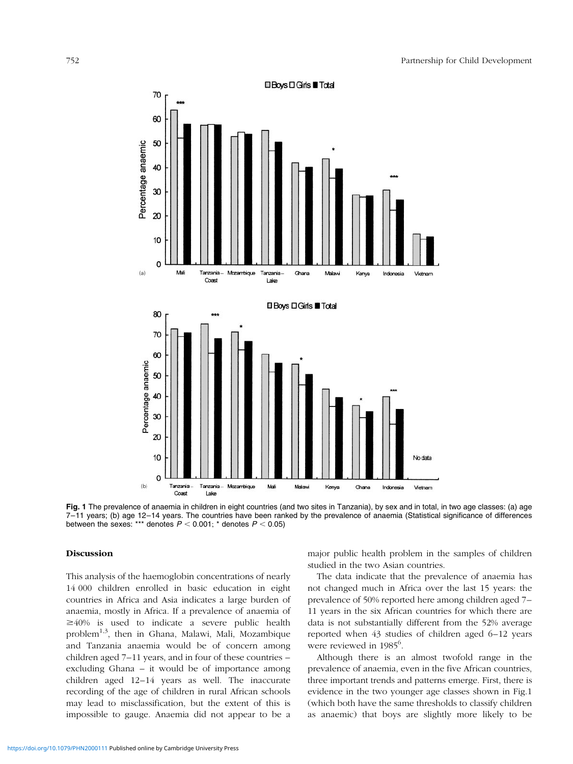**Fig. 1** The prevalence of anaemia in children in eight countries (and two sites in Tanzania), by sex and in total, in two age classes: (a) age 7–11 years; (b) age 12–14 years. The countries have been ranked by the prevalence of anaemia (Statistical significance of differences between the sexes: *** denotes $P < 0.001$; * denotes $P < 0.05$)

## Discussion

This analysis of the haemoglobin concentrations of nearly 14 000 children enrolled in basic education in eight countries in Africa and Asia indicates a large burden of anaemia, mostly in Africa. If a prevalence of anaemia of ≥40% is used to indicate a severe public health problem[1,3], then in Ghana, Malawi, Mali, Mozambique and Tanzania anaemia would be of concern among children aged 7–11 years, and in four of these countries – excluding Ghana – it would be of importance among children aged 12–14 years as well. The inaccurate recording of the age of children in rural African schools may lead to misclassification, but the extent of this is impossible to gauge. Anaemia did not appear to be a major public health problem in the samples of children studied in the two Asian countries.

The data indicate that the prevalence of anaemia has not changed much in Africa over the last 15 years: the prevalence of 50% reported here among children aged 7–11 years in the six African countries for which there are data is not substantially different from the 52% average reported when 43 studies of children aged 6–12 years were reviewed in 1985[6].

Although there is an almost twofold range in the prevalence of anaemia, even in the five African countries, three important trends and patterns emerge. First, there is evidence in the two younger age classes shown in Fig.1 (which both have the same thresholds to classify children as anaemic) that boys are slightly more likely to be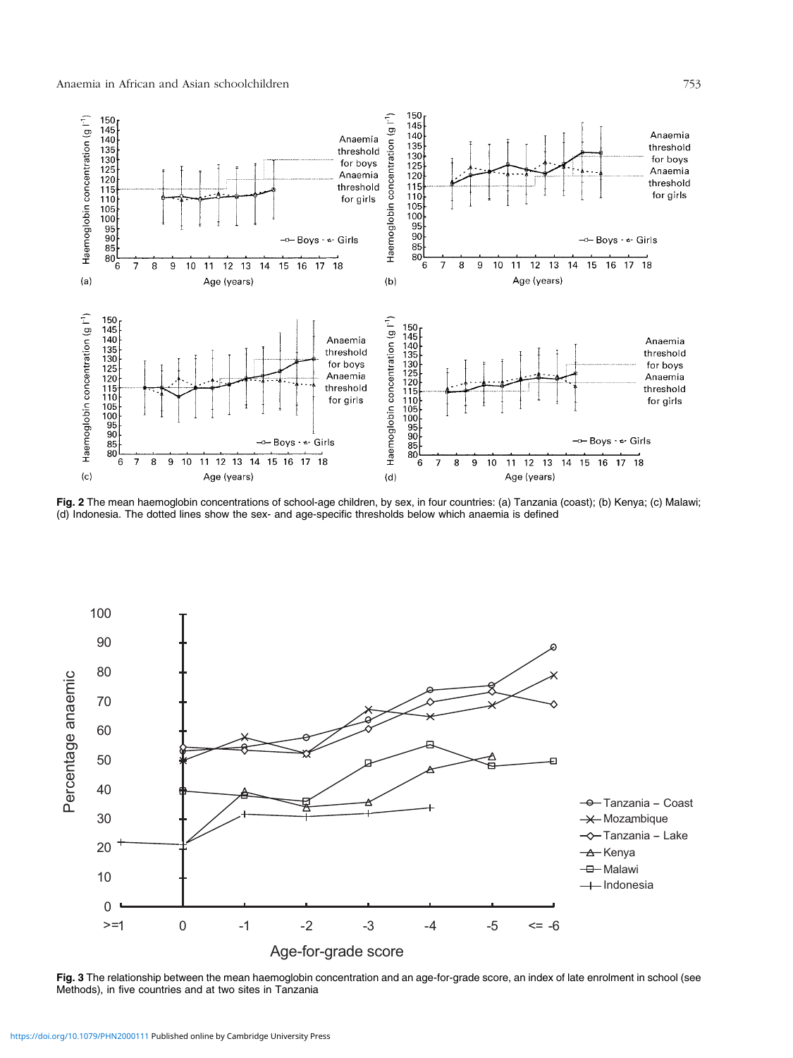**Fig. 2** The mean haemoglobin concentrations of school-age children, by sex, in four countries: (a) Tanzania (coast); (b) Kenya; (c) Malawi; (d) Indonesia. The dotted lines show the sex- and age-specific thresholds below which anaemia is defined

**Fig. 3** The relationship between the mean haemoglobin concentration and an age-for-grade score, an index of late enrolment in school (see Methods), in five countries and at two sites in Tanzania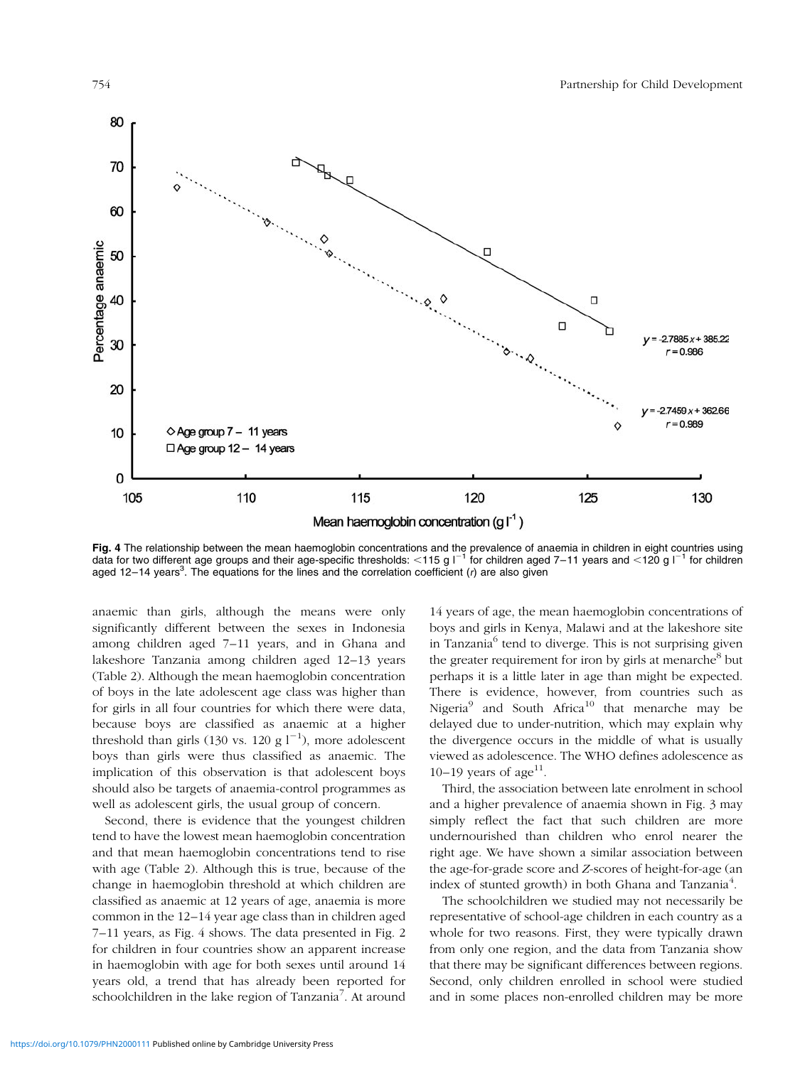Fig. 4 The relationship between the mean haemoglobin concentrations and the prevalence of anaemia in children in eight countries using data for two different age groups and their age-specific thresholds: $<115$ g l$^{-1}$ for children aged 7–11 years and $<120$ g l$^{-1}$ for children aged 12–14 years[3]. The equations for the lines and the correlation coefficient ($r$) are also given

anaemic than girls, although the means were only significantly different between the sexes in Indonesia among children aged 7–11 years, and in Ghana and lakeshore Tanzania among children aged 12–13 years (Table 2). Although the mean haemoglobin concentration of boys in the late adolescent age class was higher than for girls in all four countries for which there were data, because boys are classified as anaemic at a higher threshold than girls (130 vs. 120 g l$^{-1}$), more adolescent boys than girls were thus classified as anaemic. The implication of this observation is that adolescent boys should also be targets of anaemia-control programmes as well as adolescent girls, the usual group of concern.

Second, there is evidence that the youngest children tend to have the lowest mean haemoglobin concentration and that mean haemoglobin concentrations tend to rise with age (Table 2). Although this is true, because of the change in haemoglobin threshold at which children are classified as anaemic at 12 years of age, anaemia is more common in the 12–14 year age class than in children aged 7–11 years, as Fig. 4 shows. The data presented in Fig. 2 for children in four countries show an apparent increase in haemoglobin with age for both sexes until around 14 years old, a trend that has already been reported for schoolchildren in the lake region of Tanzania[7]. At around 14 years of age, the mean haemoglobin concentrations of boys and girls in Kenya, Malawi and at the lakeshore site in Tanzania[6] tend to diverge. This is not surprising given the greater requirement for iron by girls at menarche[8] but perhaps it is a little later in age than might be expected. There is evidence, however, from countries such as Nigeria[9] and South Africa[10] that menarche may be delayed due to under-nutrition, which may explain why the divergence occurs in the middle of what is usually viewed as adolescence. The WHO defines adolescence as 10–19 years of age[11].

Third, the association between late enrolment in school and a higher prevalence of anaemia shown in Fig. 3 may simply reflect the fact that such children are more undernourished than children who enrol nearer the right age. We have shown a similar association between the age-for-grade score and Z-scores of height-for-age (an index of stunted growth) in both Ghana and Tanzania[4].

The schoolchildren we studied may not necessarily be representative of school-age children in each country as a whole for two reasons. First, they were typically drawn from only one region, and the data from Tanzania show that there may be significant differences between regions. Second, only children enrolled in school were studied and in some places non-enrolled children may be more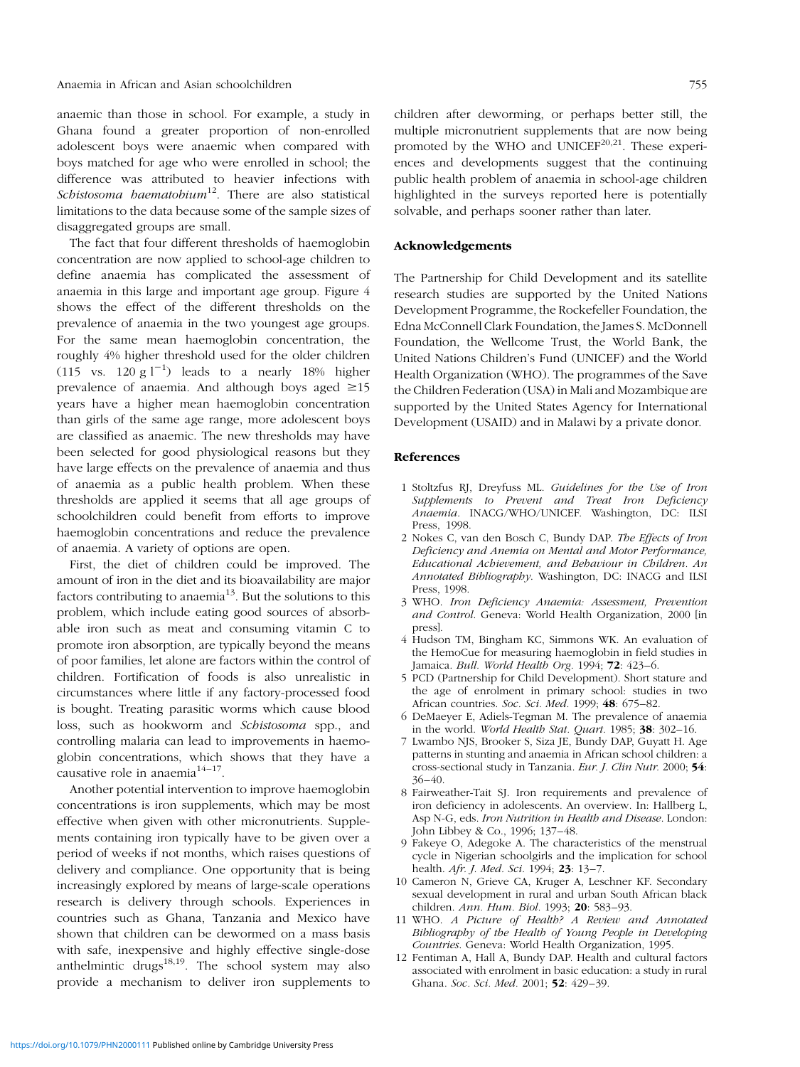anaemic than those in school. For example, a study in Ghana found a greater proportion of non-enrolled adolescent boys were anaemic when compared with boys matched for age who were enrolled in school; the difference was attributed to heavier infections with *Schistosoma haematobium*[12]. There are also statistical limitations to the data because some of the sample sizes of disaggregated groups are small.

The fact that four different thresholds of haemoglobin concentration are now applied to school-age children to define anaemia has complicated the assessment of anaemia in this large and important age group. Figure 4 shows the effect of the different thresholds on the prevalence of anaemia in the two youngest age groups. For the same mean haemoglobin concentration, the roughly 4% higher threshold used for the older children (115 vs. 120 $g\,l^{-1}$) leads to a nearly 18% higher prevalence of anaemia. And although boys aged $\geq$15 years have a higher mean haemoglobin concentration than girls of the same age range, more adolescent boys are classified as anaemic. The new thresholds may have been selected for good physiological reasons but they have large effects on the prevalence of anaemia and thus of anaemia as a public health problem. When these thresholds are applied it seems that all age groups of schoolchildren could benefit from efforts to improve haemoglobin concentrations and reduce the prevalence of anaemia. A variety of options are open.

First, the diet of children could be improved. The amount of iron in the diet and its bioavailability are major factors contributing to anaemia[13]. But the solutions to this problem, which include eating good sources of absorbable iron such as meat and consuming vitamin C to promote iron absorption, are typically beyond the means of poor families, let alone are factors within the control of children. Fortification of foods is also unrealistic in circumstances where little if any factory-processed food is bought. Treating parasitic worms which cause blood loss, such as hookworm and *Schistosoma* spp., and controlling malaria can lead to improvements in haemoglobin concentrations, which shows that they have a causative role in anaemia[14–17].

Another potential intervention to improve haemoglobin concentrations is iron supplements, which may be most effective when given with other micronutrients. Supplements containing iron typically have to be given over a period of weeks if not months, which raises questions of delivery and compliance. One opportunity that is being increasingly explored by means of large-scale operations research is delivery through schools. Experiences in countries such as Ghana, Tanzania and Mexico have shown that children can be dewormed on a mass basis with safe, inexpensive and highly effective single-dose anthelmintic drugs[18,19]. The school system may also provide a mechanism to deliver iron supplements to children after deworming, or perhaps better still, the multiple micronutrient supplements that are now being promoted by the WHO and UNICEF[20,21]. These experiences and developments suggest that the continuing public health problem of anaemia in school-age children highlighted in the surveys reported here is potentially solvable, and perhaps sooner rather than later.

## Acknowledgements

The Partnership for Child Development and its satellite research studies are supported by the United Nations Development Programme, the Rockefeller Foundation, the Edna McConnell Clark Foundation, the James S. McDonnell Foundation, the Wellcome Trust, the World Bank, the United Nations Children's Fund (UNICEF) and the World Health Organization (WHO). The programmes of the Save the Children Federation (USA) in Mali and Mozambique are supported by the United States Agency for International Development (USAID) and in Malawi by a private donor.

## References

1. Stoltzfus RJ, Dreyfuss ML. *Guidelines for the Use of Iron Supplements to Prevent and Treat Iron Deficiency Anaemia*. INACG/WHO/UNICEF. Washington, DC: ILSI Press, 1998.
2. Nokes C, van den Bosch C, Bundy DAP. *The Effects of Iron Deficiency and Anemia on Mental and Motor Performance, Educational Achievement, and Behaviour in Children. An Annotated Bibliography*. Washington, DC: INACG and ILSI Press, 1998.
3. WHO. *Iron Deficiency Anaemia: Assessment, Prevention and Control*. Geneva: World Health Organization, 2000 [in press].
4. Hudson TM, Bingham KC, Simmons WK. An evaluation of the HemoCue for measuring haemoglobin in field studies in Jamaica. *Bull. World Health Org.* 1994; **72**: 423–6.
5. PCD (Partnership for Child Development). Short stature and the age of enrolment in primary school: studies in two African countries. *Soc. Sci. Med.* 1999; **48**: 675–82.
6. DeMaeyer E, Adiels-Tegman M. The prevalence of anaemia in the world. *World Health Stat. Quart.* 1985; **38**: 302–16.
7. Lwambo NJS, Brooker S, Siza JE, Bundy DAP, Guyatt H. Age patterns in stunting and anaemia in African school children: a cross-sectional study in Tanzania. *Eur. J. Clin Nutr.* 2000; **54**: 36–40.
8. Fairweather-Tait SJ. Iron requirements and prevalence of iron deficiency in adolescents. An overview. In: Hallberg L, Asp N-G, eds. *Iron Nutrition in Health and Disease*. London: John Libbey & Co., 1996; 137–48.
9. Fakeye O, Adegoke A. The characteristics of the menstrual cycle in Nigerian schoolgirls and the implication for school health. *Afr. J. Med. Sci.* 1994; **23**: 13–7.
10. Cameron N, Grieve CA, Kruger A, Leschner KF. Secondary sexual development in rural and urban South African black children. *Ann. Hum. Biol.* 1993; **20**: 583–93.
11. WHO. *A Picture of Health? A Review and Annotated Bibliography of the Health of Young People in Developing Countries*. Geneva: World Health Organization, 1995.
12. Fentiman A, Hall A, Bundy DAP. Health and cultural factors associated with enrolment in basic education: a study in rural Ghana. *Soc. Sci. Med.* 2001; **52**: 429–39.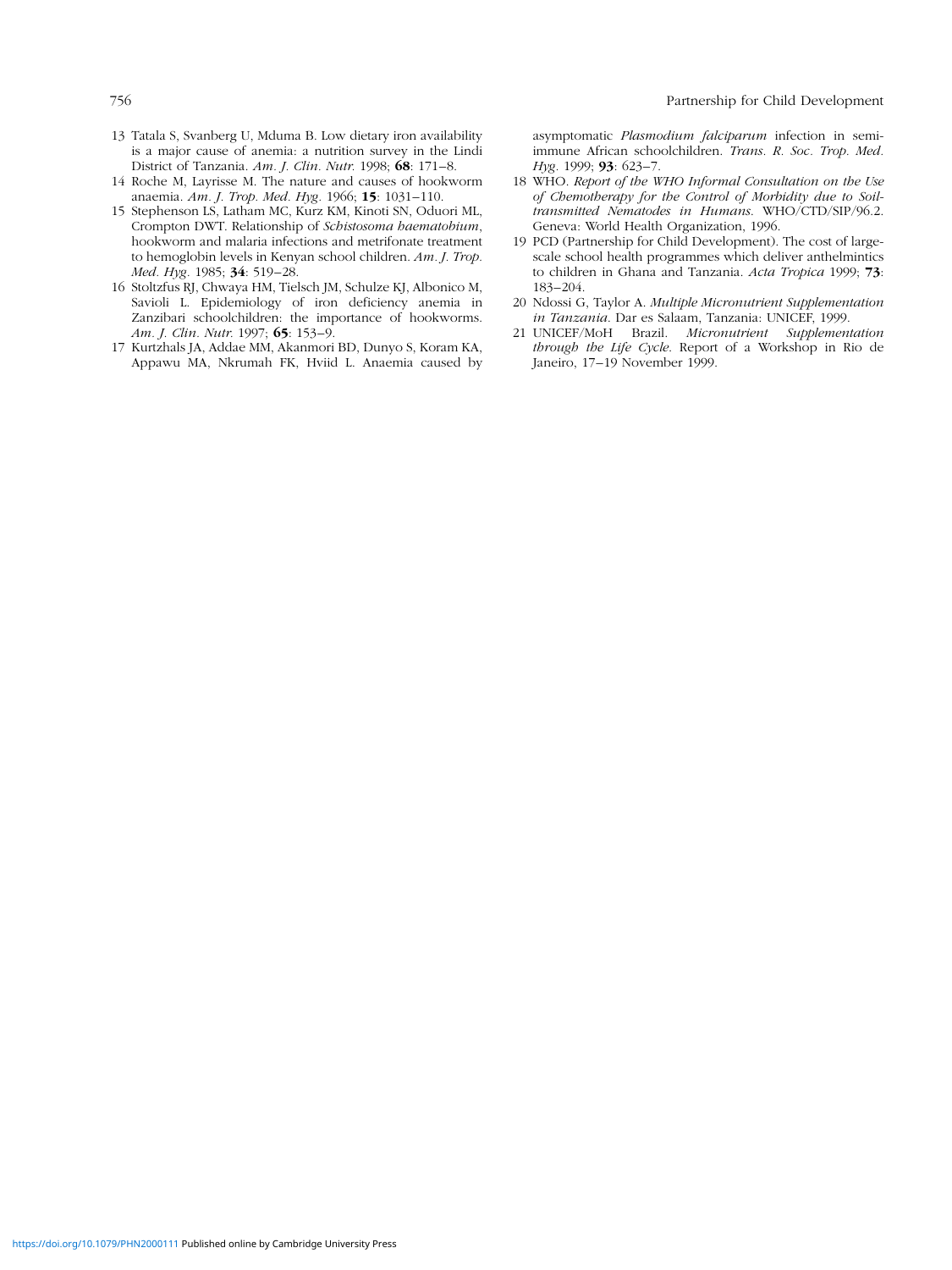13 Tatala S, Svanberg U, Mduma B. Low dietary iron availability is a major cause of anemia: a nutrition survey in the Lindi District of Tanzania. *Am. J. Clin. Nutr.* 1998; **68**: 171–8.

14 Roche M, Layrisse M. The nature and causes of hookworm anaemia. *Am. J. Trop. Med. Hyg.* 1966; **15**: 1031–110.

15 Stephenson LS, Latham MC, Kurz KM, Kinoti SN, Oduori ML, Crompton DWT. Relationship of *Schistosoma haematobium*, hookworm and malaria infections and metrifonate treatment to hemoglobin levels in Kenyan school children. *Am. J. Trop. Med. Hyg.* 1985; **34**: 519–28.

16 Stoltzfus RJ, Chwaya HM, Tielsch JM, Schulze KJ, Albonico M, Savioli L. Epidemiology of iron deficiency anemia in Zanzibari schoolchildren: the importance of hookworms. *Am. J. Clin. Nutr.* 1997; **65**: 153–9.

17 Kurtzhals JA, Addae MM, Akanmori BD, Dunyo S, Koram KA, Appawu MA, Nkrumah FK, Hviid L. Anaemia caused by asymptomatic *Plasmodium falciparum* infection in semi-immune African schoolchildren. *Trans. R. Soc. Trop. Med. Hyg.* 1999; **93**: 623–7.

18 WHO. *Report of the WHO Informal Consultation on the Use of Chemotherapy for the Control of Morbidity due to Soil-transmitted Nematodes in Humans.* WHO/CTD/SIP/96.2. Geneva: World Health Organization, 1996.

19 PCD (Partnership for Child Development). The cost of large-scale school health programmes which deliver anthelmintics to children in Ghana and Tanzania. *Acta Tropica* 1999; **73**: 183–204.

20 Ndossi G, Taylor A. *Multiple Micronutrient Supplementation in Tanzania.* Dar es Salaam, Tanzania: UNICEF, 1999.

21 UNICEF/MoH Brazil. *Micronutrient Supplementation through the Life Cycle.* Report of a Workshop in Rio de Janeiro, 17–19 November 1999.